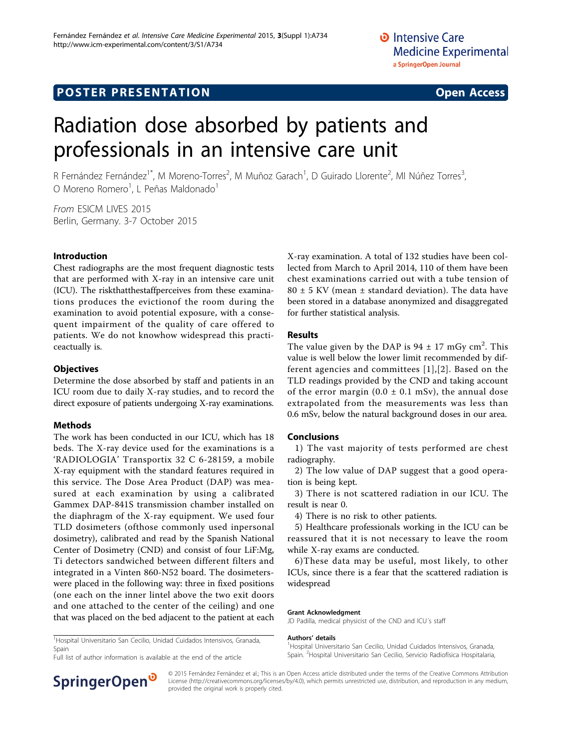POSTER PRESENTATION Open Access

# Radiation dose absorbed by patients and professionals in an intensive care unit

R Fernández Fernández[1*], M Moreno-Torres[2], M Muñoz Garach[1], D Guirado Llorente[2], MI Núñez Torres[3], O Moreno Romero[1], L Peñas Maldonado[1]

*From* ESICM LIVES 2015
Berlin, Germany. 3-7 October 2015

## Introduction

Chest radiographs are the most frequent diagnostic tests that are performed with X-ray in an intensive care unit (ICU). The riskthatthestaffperceives from these examinations produces the evictionof the room during the examination to avoid potential exposure, with a consequent impairment of the quality of care offered to patients. We do not knowhow widespread this practiceactually is.

## Objectives

Determine the dose absorbed by staff and patients in an ICU room due to daily X-ray studies, and to record the direct exposure of patients undergoing X-ray examinations.

## Methods

The work has been conducted in our ICU, which has 18 beds. The X-ray device used for the examinations is a 'RADIOLOGIA' Transportix 32 C 6-28159, a mobile X-ray equipment with the standard features required in this service. The Dose Area Product (DAP) was measured at each examination by using a calibrated Gammex DAP-841S transmission chamber installed on the diaphragm of the X-ray equipment. We used four TLD dosimeters (ofthose commonly used inpersonal dosimetry), calibrated and read by the Spanish National Center of Dosimetry (CND) and consist of four LiF:Mg, Ti detectors sandwiched between different filters and integrated in a Vinten 860-N52 board. The dosimeterswere placed in the following way: three in fixed positions (one each on the inner lintel above the two exit doors and one attached to the center of the ceiling) and one that was placed on the bed adjacent to the patient at each X-ray examination. A total of 132 studies have been collected from March to April 2014, 110 of them have been chest examinations carried out with a tube tension of 80 ± 5 KV (mean ± standard deviation). The data have been stored in a database anonymized and disaggregated for further statistical analysis.

## Results

The value given by the DAP is 94 ± 17 mGy cm$^2$. This value is well below the lower limit recommended by different agencies and committees [1],[2]. Based on the TLD readings provided by the CND and taking account of the error margin (0.0 ± 0.1 mSv), the annual dose extrapolated from the measurements was less than 0.6 mSv, below the natural background doses in our area.

## Conclusions

1) The vast majority of tests performed are chest radiography.

2) The low value of DAP suggest that a good operation is being kept.

3) There is not scattered radiation in our ICU. The result is near 0.

4) There is no risk to other patients.

5) Healthcare professionals working in the ICU can be reassured that it is not necessary to leave the room while X-ray exams are conducted.

6)These data may be useful, most likely, to other ICUs, since there is a fear that the scattered radiation is widespread

#### Grant Acknowledgment

JD Padilla, medical physicist of the CND and ICU´s staff

#### Authors' details

[1]Hospital Universitario San Cecilio, Unidad Cuidados Intensivos, Granada, Spain. [2]Hospital Universitario San Cecilio, Servicio Radiofísica Hospitalaria,

[1]Hospital Universitario San Cecilio, Unidad Cuidados Intensivos, Granada, Spain

Full list of author information is available at the end of the article

© 2015 Fernández Fernández et al.; This is an Open Access article distributed under the terms of the Creative Commons Attribution License (http://creativecommons.org/licenses/by/4.0), which permits unrestricted use, distribution, and reproduction in any medium, provided the original work is properly cited.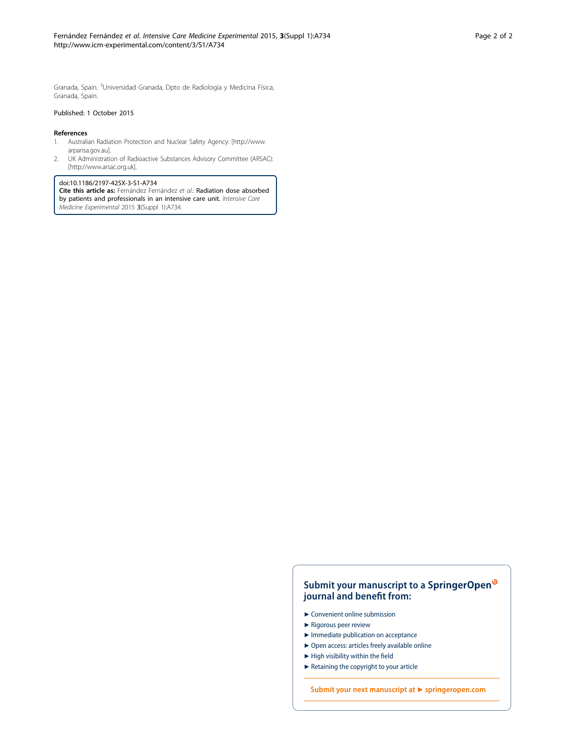Granada, Spain. [3]Universidad Granada, Dpto de Radiología y Medicina Física, Granada, Spain.

Published: 1 October 2015

## References

1. Australian Radiation Protection and Nuclear Safety Agency: [http://www.arpansa.gov.au].
2. UK Administration of Radioactive Substances Advisory Committee (ARSAC): [http://www.arsac.org.uk].

doi:10.1186/2197-425X-3-S1-A734

**Cite this article as:** Fernández Fernández *et al.*: Radiation dose absorbed by patients and professionals in an intensive care unit. *Intensive Care Medicine Experimental* 2015 **3**(Suppl 1):A734.

**Submit your manuscript to a SpringerOpen journal and benefit from:**

- ► Convenient online submission
- ► Rigorous peer review
- ► Immediate publication on acceptance
- ► Open access: articles freely available online
- ► High visibility within the field
- ► Retaining the copyright to your article

**Submit your next manuscript at ► springeropen.com**